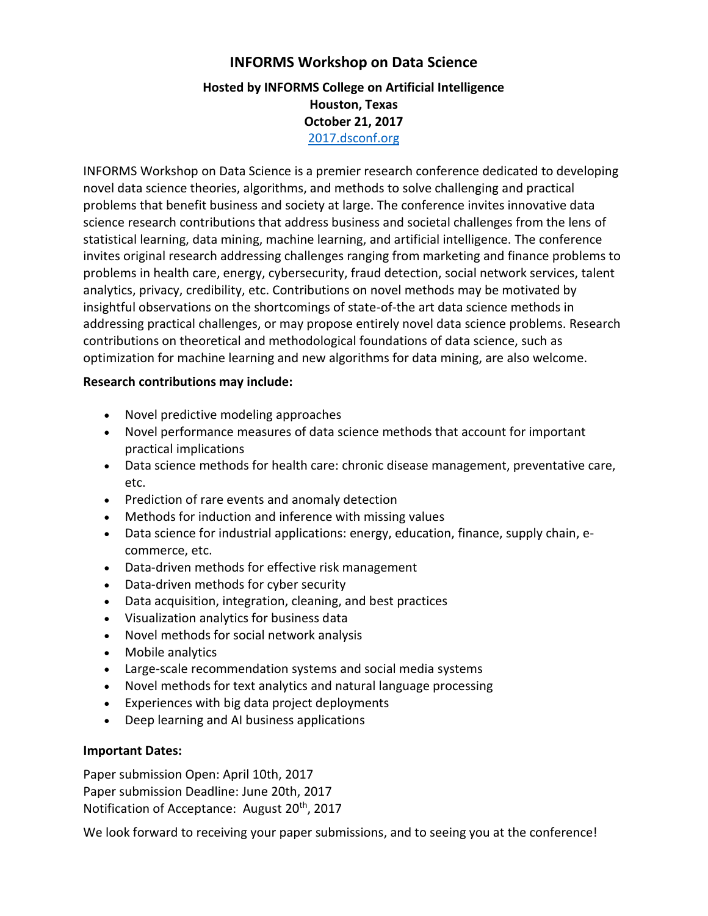# INFORMS Workshop on Data Science

**Hosted by INFORMS College on Artificial Intelligence**
**Houston, Texas**
**October 21, 2017**
2017.dsconf.org

INFORMS Workshop on Data Science is a premier research conference dedicated to developing novel data science theories, algorithms, and methods to solve challenging and practical problems that benefit business and society at large. The conference invites innovative data science research contributions that address business and societal challenges from the lens of statistical learning, data mining, machine learning, and artificial intelligence. The conference invites original research addressing challenges ranging from marketing and finance problems to problems in health care, energy, cybersecurity, fraud detection, social network services, talent analytics, privacy, credibility, etc. Contributions on novel methods may be motivated by insightful observations on the shortcomings of state-of-the art data science methods in addressing practical challenges, or may propose entirely novel data science problems. Research contributions on theoretical and methodological foundations of data science, such as optimization for machine learning and new algorithms for data mining, are also welcome.

**Research contributions may include:**

- Novel predictive modeling approaches
- Novel performance measures of data science methods that account for important practical implications
- Data science methods for health care: chronic disease management, preventative care, etc.
- Prediction of rare events and anomaly detection
- Methods for induction and inference with missing values
- Data science for industrial applications: energy, education, finance, supply chain, e-commerce, etc.
- Data-driven methods for effective risk management
- Data-driven methods for cyber security
- Data acquisition, integration, cleaning, and best practices
- Visualization analytics for business data
- Novel methods for social network analysis
- Mobile analytics
- Large-scale recommendation systems and social media systems
- Novel methods for text analytics and natural language processing
- Experiences with big data project deployments
- Deep learning and AI business applications

**Important Dates:**

Paper submission Open: April 10th, 2017
Paper submission Deadline: June 20th, 2017
Notification of Acceptance: August 20th, 2017

We look forward to receiving your paper submissions, and to seeing you at the conference!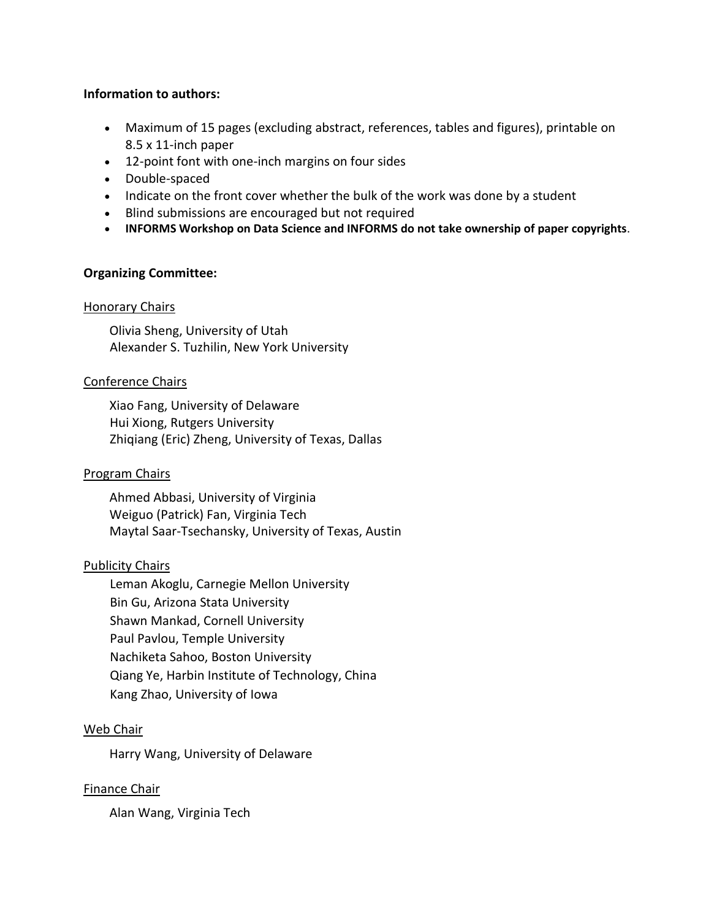**Information to authors:**

- Maximum of 15 pages (excluding abstract, references, tables and figures), printable on 8.5 x 11-inch paper
- 12-point font with one-inch margins on four sides
- Double-spaced
- Indicate on the front cover whether the bulk of the work was done by a student
- Blind submissions are encouraged but not required
- **INFORMS Workshop on Data Science and INFORMS do not take ownership of paper copyrights**.

**Organizing Committee:**

Honorary Chairs

Olivia Sheng, University of Utah
Alexander S. Tuzhilin, New York University

Conference Chairs

Xiao Fang, University of Delaware
Hui Xiong, Rutgers University
Zhiqiang (Eric) Zheng, University of Texas, Dallas

Program Chairs

Ahmed Abbasi, University of Virginia
Weiguo (Patrick) Fan, Virginia Tech
Maytal Saar-Tsechansky, University of Texas, Austin

Publicity Chairs

Leman Akoglu, Carnegie Mellon University
Bin Gu, Arizona Stata University
Shawn Mankad, Cornell University
Paul Pavlou, Temple University
Nachiketa Sahoo, Boston University
Qiang Ye, Harbin Institute of Technology, China
Kang Zhao, University of Iowa

Web Chair

Harry Wang, University of Delaware

Finance Chair

Alan Wang, Virginia Tech